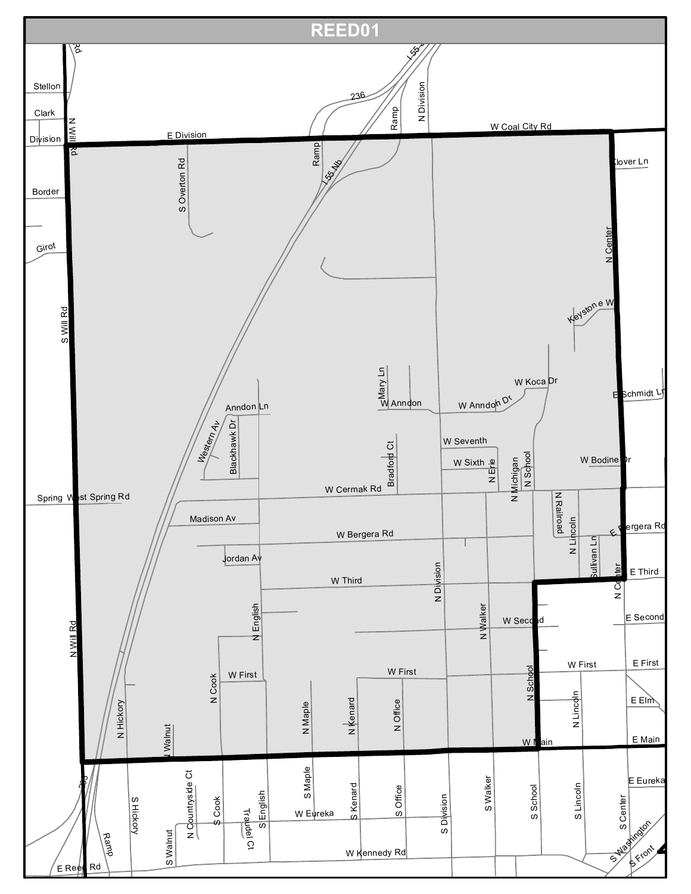# REED01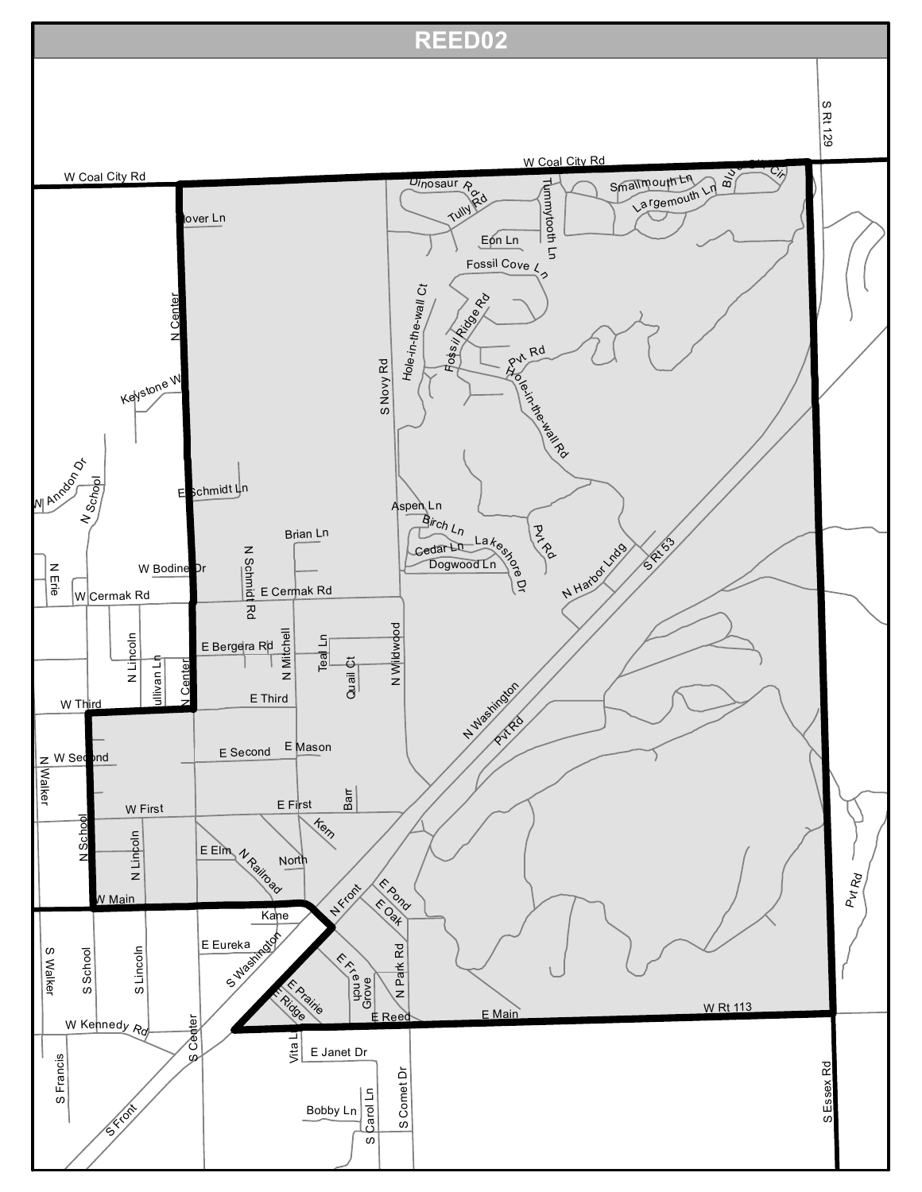# REED02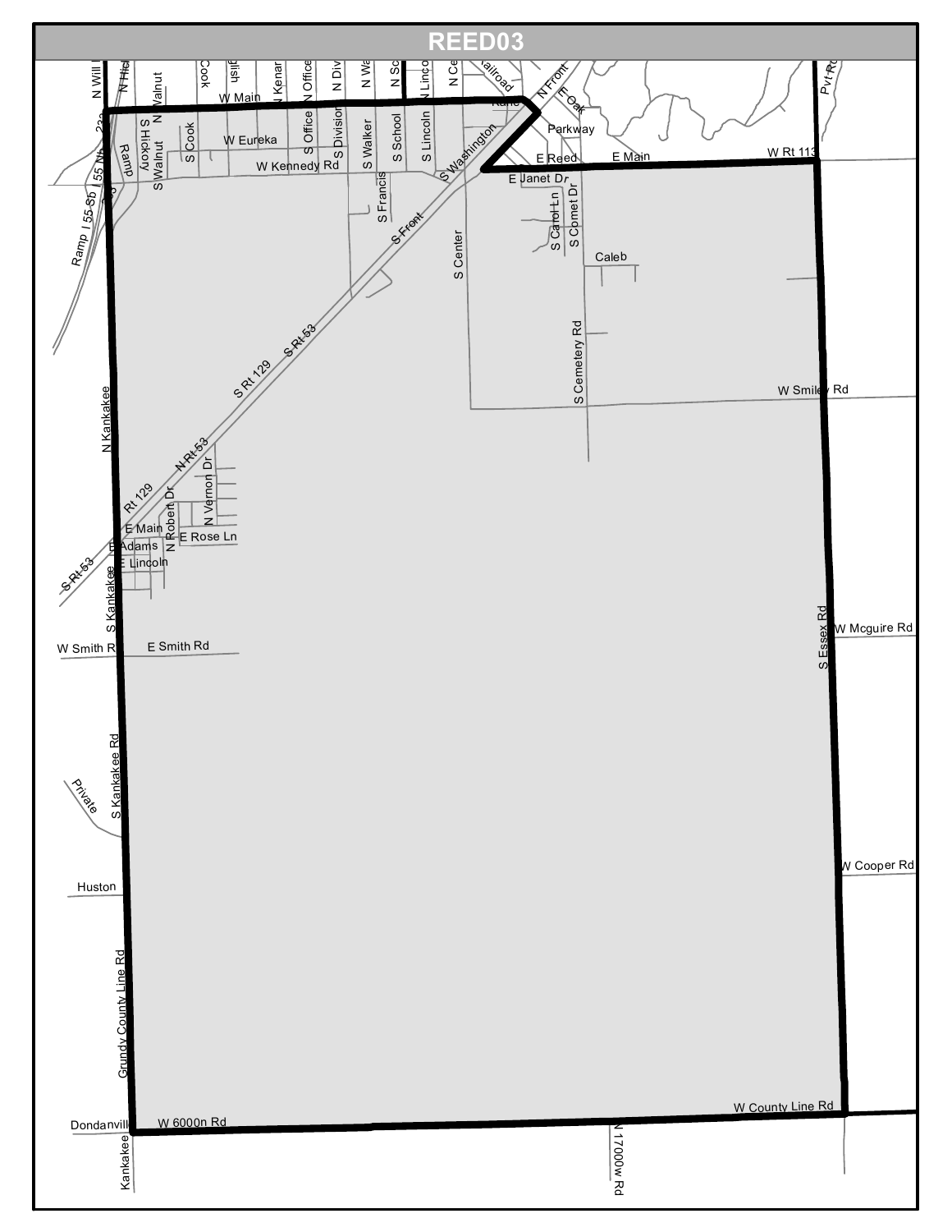# REED03

N Will
N Hic
N Walnut
Cook
glish
N Kenar
N Office
N Divi
N Wa
N Sc
N Linco
N Ce
Railroad
N Front
W Main
Kane
E Oak
Parkway
22
S Hickory
N
S Cook
W Eureka
S Office
S Division
S Walker
S School
S Lincoln
S Washington
E Reed
E Main
W Rt 113
Pvt Rd
Ramp
S Walnut
W Kennedy Rd
E Janet Dr
I 55 Nb
Ramp I 55 Sb
S Francis
S Front
S Carol Ln
S Comet Dr
S Center
Caleb
S Rt 53
S Rt 129
S Cemetery Rd
W Smiley Rd
N Kankakee
N Rt 53
N Vernon Dr
Rt 129
N Robert Dr
E Main
E Adams
E Rose Ln
S Rt 53
E Lincoln
S Kankakee
S Essex Rd
W Mcguire Rd
W Smith Rd
E Smith Rd
S Kankakee Rd
Private
W Cooper Rd
Huston
Grundy County Line Rd
W County Line Rd
Dondanville
W 6000n Rd
N 17000w Rd
Kankakee